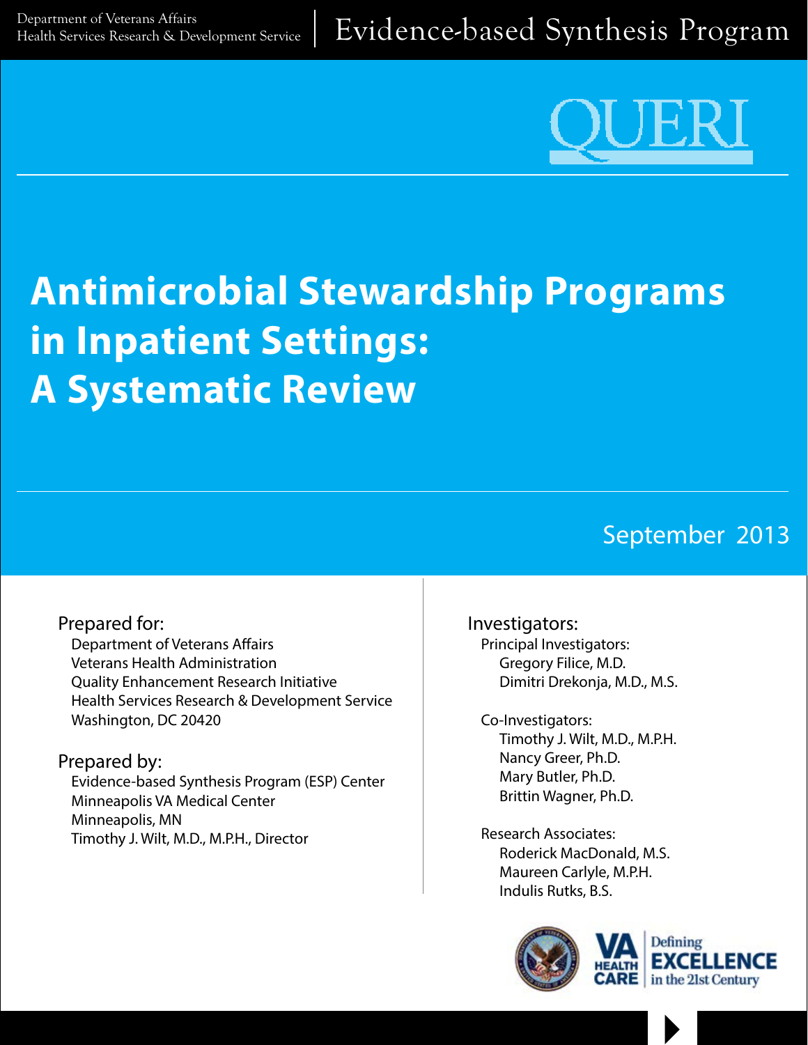Department of Veterans Affairs
Health Services Research & Development Service

Evidence-based Synthesis Program

QUERI

# Antimicrobial Stewardship Programs in Inpatient Settings: A Systematic Review

September 2013

Prepared for:
Department of Veterans Affairs
Veterans Health Administration
Quality Enhancement Research Initiative
Health Services Research & Development Service
Washington, DC 20420

Prepared by:
Evidence-based Synthesis Program (ESP) Center
Minneapolis VA Medical Center
Minneapolis, MN
Timothy J. Wilt, M.D., M.P.H., Director

Investigators:

Principal Investigators:
Gregory Filice, M.D.
Dimitri Drekonja, M.D., M.S.

Co-Investigators:
Timothy J. Wilt, M.D., M.P.H.
Nancy Greer, Ph.D.
Mary Butler, Ph.D.
Brittin Wagner, Ph.D.

Research Associates:
Roderick MacDonald, M.S.
Maureen Carlyle, M.P.H.
Indulis Rutks, B.S.

VA HEALTH CARE | Defining EXCELLENCE in the 21st Century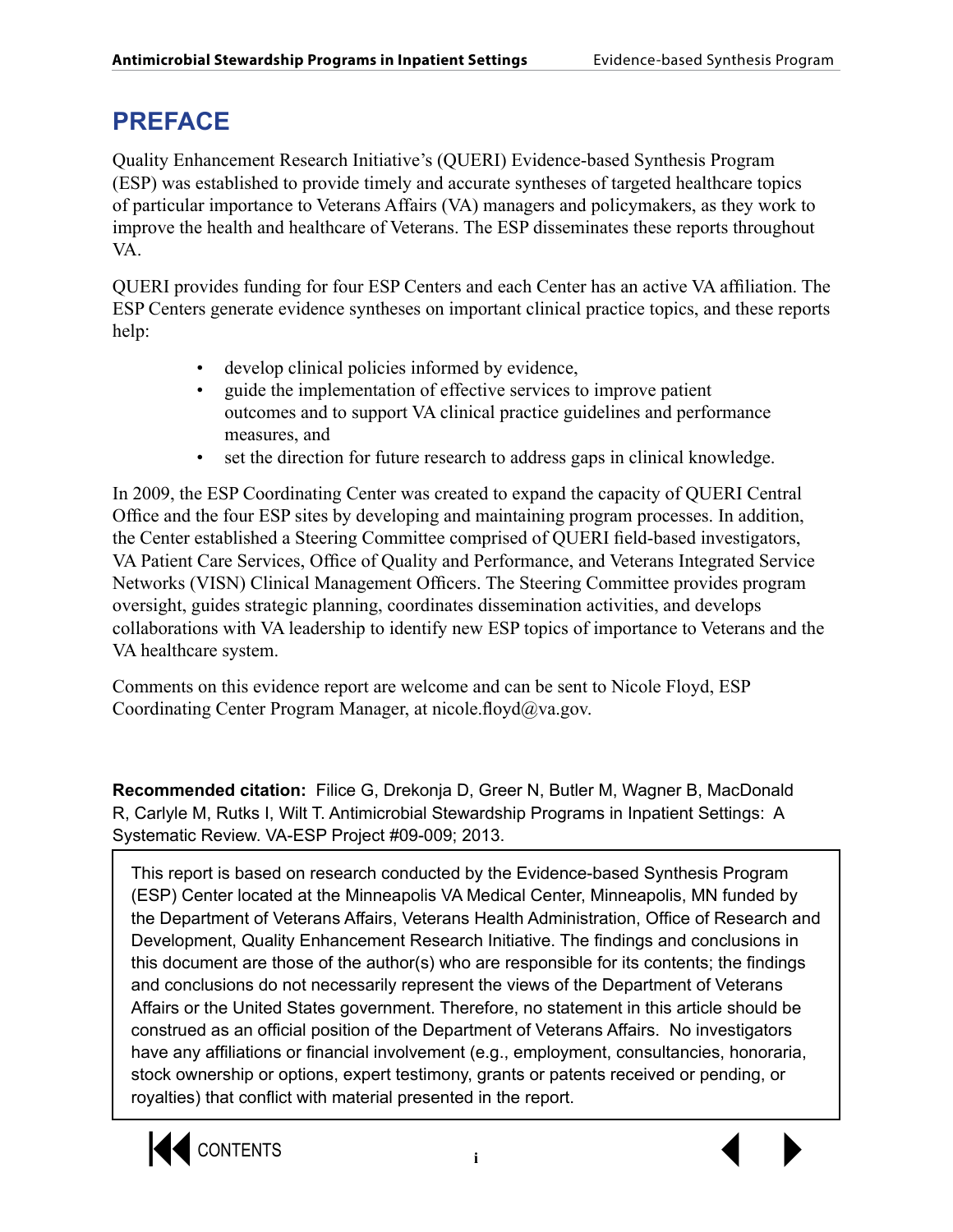# PREFACE

Quality Enhancement Research Initiative's (QUERI) Evidence-based Synthesis Program (ESP) was established to provide timely and accurate syntheses of targeted healthcare topics of particular importance to Veterans Affairs (VA) managers and policymakers, as they work to improve the health and healthcare of Veterans. The ESP disseminates these reports throughout VA.

QUERI provides funding for four ESP Centers and each Center has an active VA affiliation. The ESP Centers generate evidence syntheses on important clinical practice topics, and these reports help:

- develop clinical policies informed by evidence,
- guide the implementation of effective services to improve patient outcomes and to support VA clinical practice guidelines and performance measures, and
- set the direction for future research to address gaps in clinical knowledge.

In 2009, the ESP Coordinating Center was created to expand the capacity of QUERI Central Office and the four ESP sites by developing and maintaining program processes. In addition, the Center established a Steering Committee comprised of QUERI field-based investigators, VA Patient Care Services, Office of Quality and Performance, and Veterans Integrated Service Networks (VISN) Clinical Management Officers. The Steering Committee provides program oversight, guides strategic planning, coordinates dissemination activities, and develops collaborations with VA leadership to identify new ESP topics of importance to Veterans and the VA healthcare system.

Comments on this evidence report are welcome and can be sent to Nicole Floyd, ESP Coordinating Center Program Manager, at nicole.floyd@va.gov.

**Recommended citation:** Filice G, Drekonja D, Greer N, Butler M, Wagner B, MacDonald R, Carlyle M, Rutks I, Wilt T. Antimicrobial Stewardship Programs in Inpatient Settings: A Systematic Review. VA-ESP Project #09-009; 2013.

This report is based on research conducted by the Evidence-based Synthesis Program (ESP) Center located at the Minneapolis VA Medical Center, Minneapolis, MN funded by the Department of Veterans Affairs, Veterans Health Administration, Office of Research and Development, Quality Enhancement Research Initiative. The findings and conclusions in this document are those of the author(s) who are responsible for its contents; the findings and conclusions do not necessarily represent the views of the Department of Veterans Affairs or the United States government. Therefore, no statement in this article should be construed as an official position of the Department of Veterans Affairs. No investigators have any affiliations or financial involvement (e.g., employment, consultancies, honoraria, stock ownership or options, expert testimony, grants or patents received or pending, or royalties) that conflict with material presented in the report.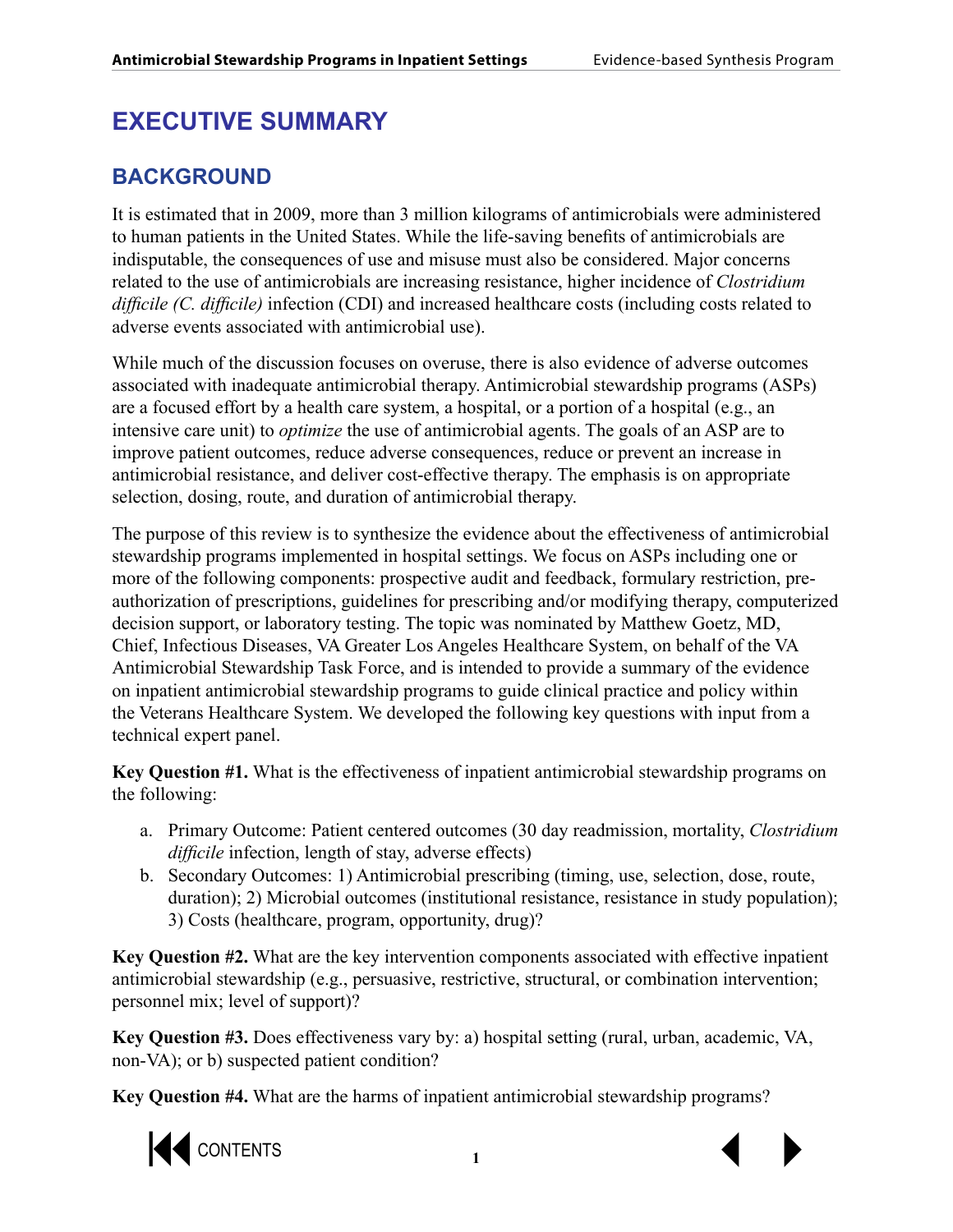# EXECUTIVE SUMMARY

## BACKGROUND

It is estimated that in 2009, more than 3 million kilograms of antimicrobials were administered to human patients in the United States. While the life-saving benefits of antimicrobials are indisputable, the consequences of use and misuse must also be considered. Major concerns related to the use of antimicrobials are increasing resistance, higher incidence of *Clostridium difficile (C. difficile)* infection (CDI) and increased healthcare costs (including costs related to adverse events associated with antimicrobial use).

While much of the discussion focuses on overuse, there is also evidence of adverse outcomes associated with inadequate antimicrobial therapy. Antimicrobial stewardship programs (ASPs) are a focused effort by a health care system, a hospital, or a portion of a hospital (e.g., an intensive care unit) to *optimize* the use of antimicrobial agents. The goals of an ASP are to improve patient outcomes, reduce adverse consequences, reduce or prevent an increase in antimicrobial resistance, and deliver cost-effective therapy. The emphasis is on appropriate selection, dosing, route, and duration of antimicrobial therapy.

The purpose of this review is to synthesize the evidence about the effectiveness of antimicrobial stewardship programs implemented in hospital settings. We focus on ASPs including one or more of the following components: prospective audit and feedback, formulary restriction, pre-authorization of prescriptions, guidelines for prescribing and/or modifying therapy, computerized decision support, or laboratory testing. The topic was nominated by Matthew Goetz, MD, Chief, Infectious Diseases, VA Greater Los Angeles Healthcare System, on behalf of the VA Antimicrobial Stewardship Task Force, and is intended to provide a summary of the evidence on inpatient antimicrobial stewardship programs to guide clinical practice and policy within the Veterans Healthcare System. We developed the following key questions with input from a technical expert panel.

**Key Question #1.** What is the effectiveness of inpatient antimicrobial stewardship programs on the following:

a. Primary Outcome: Patient centered outcomes (30 day readmission, mortality, *Clostridium difficile* infection, length of stay, adverse effects)
b. Secondary Outcomes: 1) Antimicrobial prescribing (timing, use, selection, dose, route, duration); 2) Microbial outcomes (institutional resistance, resistance in study population); 3) Costs (healthcare, program, opportunity, drug)?

**Key Question #2.** What are the key intervention components associated with effective inpatient antimicrobial stewardship (e.g., persuasive, restrictive, structural, or combination intervention; personnel mix; level of support)?

**Key Question #3.** Does effectiveness vary by: a) hospital setting (rural, urban, academic, VA, non-VA); or b) suspected patient condition?

**Key Question #4.** What are the harms of inpatient antimicrobial stewardship programs?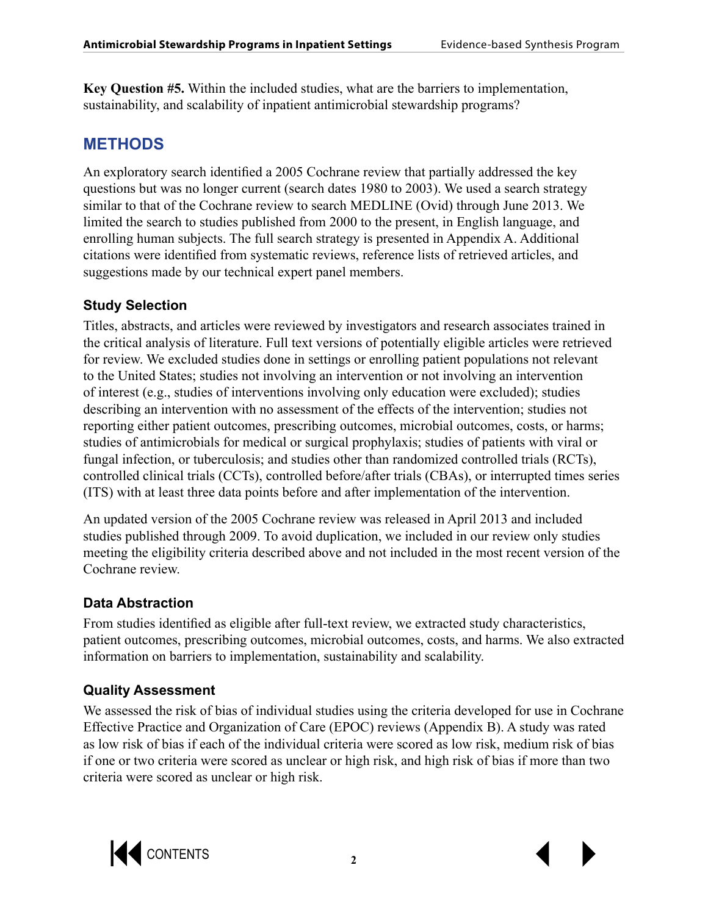**Key Question #5.** Within the included studies, what are the barriers to implementation, sustainability, and scalability of inpatient antimicrobial stewardship programs?

## METHODS

An exploratory search identified a 2005 Cochrane review that partially addressed the key questions but was no longer current (search dates 1980 to 2003). We used a search strategy similar to that of the Cochrane review to search MEDLINE (Ovid) through June 2013. We limited the search to studies published from 2000 to the present, in English language, and enrolling human subjects. The full search strategy is presented in Appendix A. Additional citations were identified from systematic reviews, reference lists of retrieved articles, and suggestions made by our technical expert panel members.

### Study Selection

Titles, abstracts, and articles were reviewed by investigators and research associates trained in the critical analysis of literature. Full text versions of potentially eligible articles were retrieved for review. We excluded studies done in settings or enrolling patient populations not relevant to the United States; studies not involving an intervention or not involving an intervention of interest (e.g., studies of interventions involving only education were excluded); studies describing an intervention with no assessment of the effects of the intervention; studies not reporting either patient outcomes, prescribing outcomes, microbial outcomes, costs, or harms; studies of antimicrobials for medical or surgical prophylaxis; studies of patients with viral or fungal infection, or tuberculosis; and studies other than randomized controlled trials (RCTs), controlled clinical trials (CCTs), controlled before/after trials (CBAs), or interrupted times series (ITS) with at least three data points before and after implementation of the intervention.

An updated version of the 2005 Cochrane review was released in April 2013 and included studies published through 2009. To avoid duplication, we included in our review only studies meeting the eligibility criteria described above and not included in the most recent version of the Cochrane review.

### Data Abstraction

From studies identified as eligible after full-text review, we extracted study characteristics, patient outcomes, prescribing outcomes, microbial outcomes, costs, and harms. We also extracted information on barriers to implementation, sustainability and scalability.

### Quality Assessment

We assessed the risk of bias of individual studies using the criteria developed for use in Cochrane Effective Practice and Organization of Care (EPOC) reviews (Appendix B). A study was rated as low risk of bias if each of the individual criteria were scored as low risk, medium risk of bias if one or two criteria were scored as unclear or high risk, and high risk of bias if more than two criteria were scored as unclear or high risk.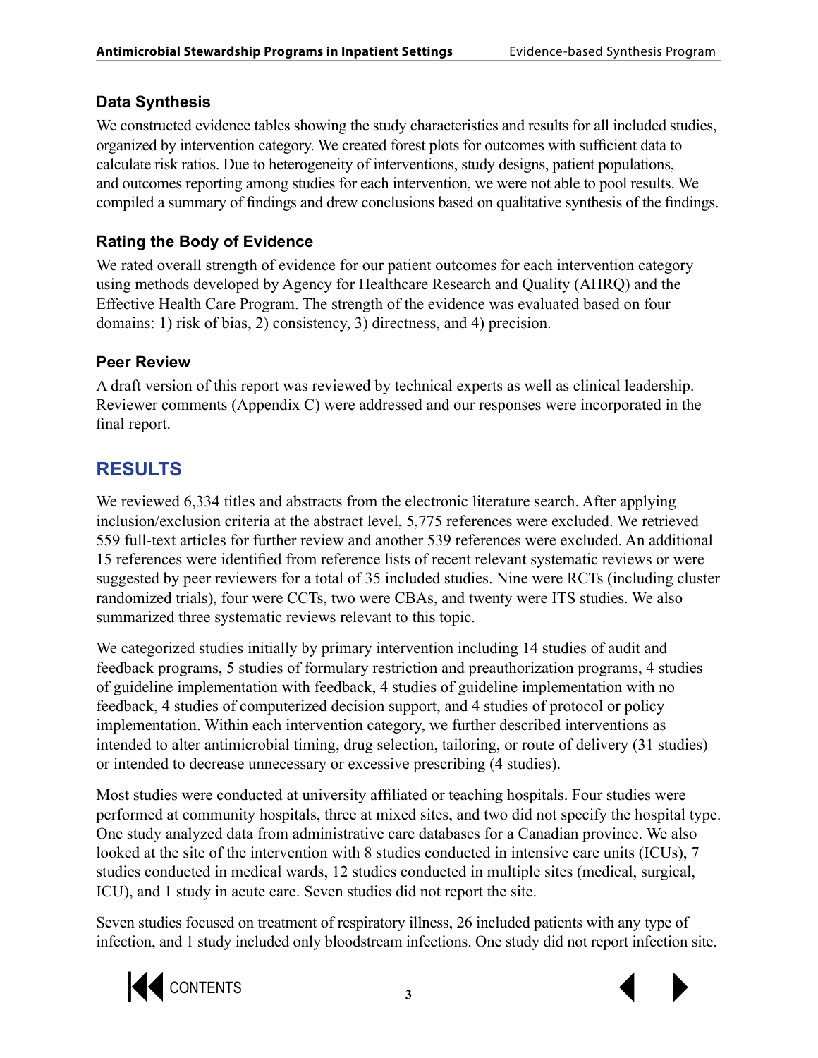### Data Synthesis

We constructed evidence tables showing the study characteristics and results for all included studies, organized by intervention category. We created forest plots for outcomes with sufficient data to calculate risk ratios. Due to heterogeneity of interventions, study designs, patient populations, and outcomes reporting among studies for each intervention, we were not able to pool results. We compiled a summary of findings and drew conclusions based on qualitative synthesis of the findings.

### Rating the Body of Evidence

We rated overall strength of evidence for our patient outcomes for each intervention category using methods developed by Agency for Healthcare Research and Quality (AHRQ) and the Effective Health Care Program. The strength of the evidence was evaluated based on four domains: 1) risk of bias, 2) consistency, 3) directness, and 4) precision.

### Peer Review

A draft version of this report was reviewed by technical experts as well as clinical leadership. Reviewer comments (Appendix C) were addressed and our responses were incorporated in the final report.

## RESULTS

We reviewed 6,334 titles and abstracts from the electronic literature search. After applying inclusion/exclusion criteria at the abstract level, 5,775 references were excluded. We retrieved 559 full-text articles for further review and another 539 references were excluded. An additional 15 references were identified from reference lists of recent relevant systematic reviews or were suggested by peer reviewers for a total of 35 included studies. Nine were RCTs (including cluster randomized trials), four were CCTs, two were CBAs, and twenty were ITS studies. We also summarized three systematic reviews relevant to this topic.

We categorized studies initially by primary intervention including 14 studies of audit and feedback programs, 5 studies of formulary restriction and preauthorization programs, 4 studies of guideline implementation with feedback, 4 studies of guideline implementation with no feedback, 4 studies of computerized decision support, and 4 studies of protocol or policy implementation. Within each intervention category, we further described interventions as intended to alter antimicrobial timing, drug selection, tailoring, or route of delivery (31 studies) or intended to decrease unnecessary or excessive prescribing (4 studies).

Most studies were conducted at university affiliated or teaching hospitals. Four studies were performed at community hospitals, three at mixed sites, and two did not specify the hospital type. One study analyzed data from administrative care databases for a Canadian province. We also looked at the site of the intervention with 8 studies conducted in intensive care units (ICUs), 7 studies conducted in medical wards, 12 studies conducted in multiple sites (medical, surgical, ICU), and 1 study in acute care. Seven studies did not report the site.

Seven studies focused on treatment of respiratory illness, 26 included patients with any type of infection, and 1 study included only bloodstream infections. One study did not report infection site.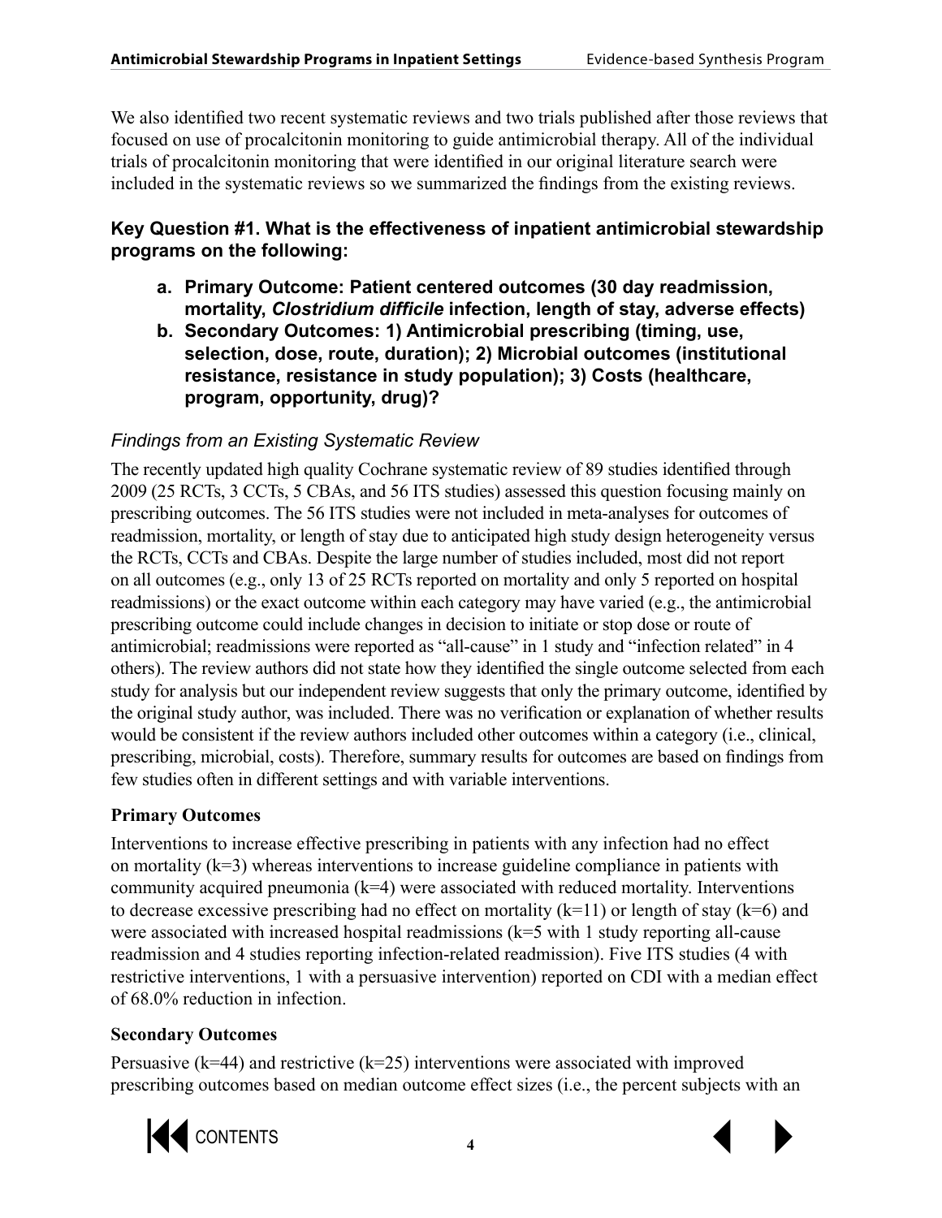We also identified two recent systematic reviews and two trials published after those reviews that focused on use of procalcitonin monitoring to guide antimicrobial therapy. All of the individual trials of procalcitonin monitoring that were identified in our original literature search were included in the systematic reviews so we summarized the findings from the existing reviews.

### Key Question #1. What is the effectiveness of inpatient antimicrobial stewardship programs on the following:

- **a. Primary Outcome: Patient centered outcomes (30 day readmission, mortality, *Clostridium difficile* infection, length of stay, adverse effects)**
- **b. Secondary Outcomes: 1) Antimicrobial prescribing (timing, use, selection, dose, route, duration); 2) Microbial outcomes (institutional resistance, resistance in study population); 3) Costs (healthcare, program, opportunity, drug)?**

#### *Findings from an Existing Systematic Review*

The recently updated high quality Cochrane systematic review of 89 studies identified through 2009 (25 RCTs, 3 CCTs, 5 CBAs, and 56 ITS studies) assessed this question focusing mainly on prescribing outcomes. The 56 ITS studies were not included in meta-analyses for outcomes of readmission, mortality, or length of stay due to anticipated high study design heterogeneity versus the RCTs, CCTs and CBAs. Despite the large number of studies included, most did not report on all outcomes (e.g., only 13 of 25 RCTs reported on mortality and only 5 reported on hospital readmissions) or the exact outcome within each category may have varied (e.g., the antimicrobial prescribing outcome could include changes in decision to initiate or stop dose or route of antimicrobial; readmissions were reported as "all-cause" in 1 study and "infection related" in 4 others). The review authors did not state how they identified the single outcome selected from each study for analysis but our independent review suggests that only the primary outcome, identified by the original study author, was included. There was no verification or explanation of whether results would be consistent if the review authors included other outcomes within a category (i.e., clinical, prescribing, microbial, costs). Therefore, summary results for outcomes are based on findings from few studies often in different settings and with variable interventions.

**Primary Outcomes**

Interventions to increase effective prescribing in patients with any infection had no effect on mortality (k=3) whereas interventions to increase guideline compliance in patients with community acquired pneumonia (k=4) were associated with reduced mortality. Interventions to decrease excessive prescribing had no effect on mortality (k=11) or length of stay (k=6) and were associated with increased hospital readmissions (k=5 with 1 study reporting all-cause readmission and 4 studies reporting infection-related readmission). Five ITS studies (4 with restrictive interventions, 1 with a persuasive intervention) reported on CDI with a median effect of 68.0% reduction in infection.

**Secondary Outcomes**

Persuasive (k=44) and restrictive (k=25) interventions were associated with improved prescribing outcomes based on median outcome effect sizes (i.e., the percent subjects with an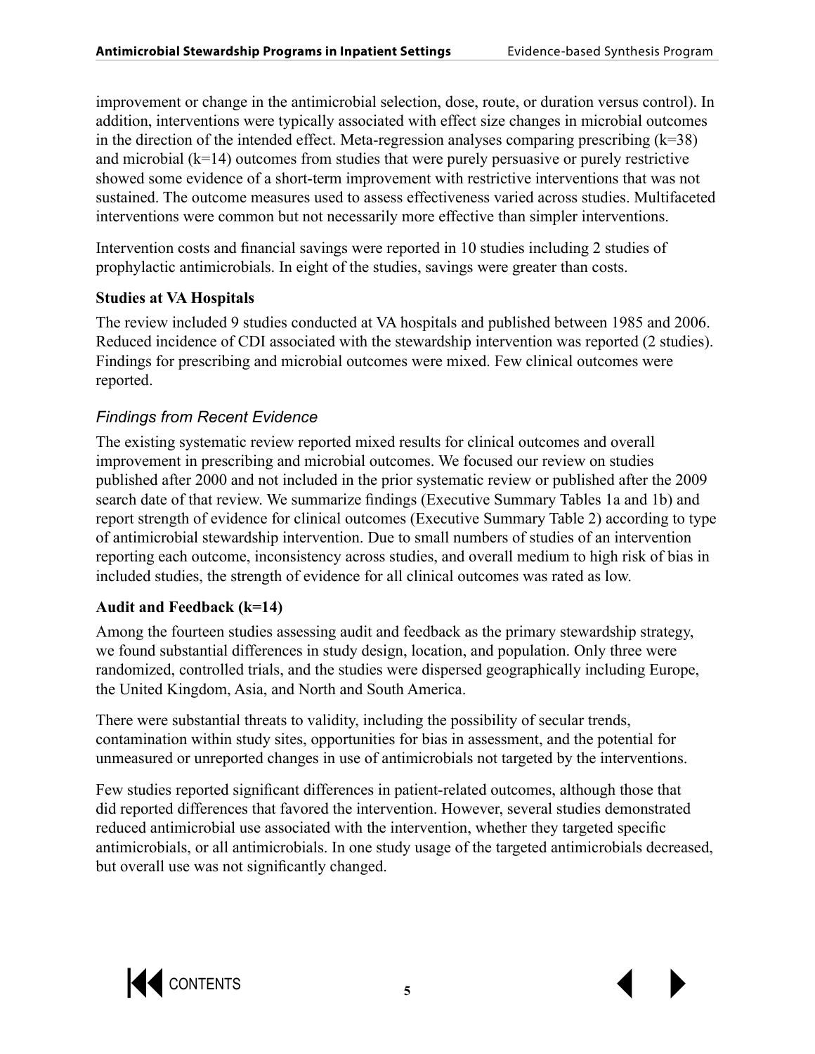improvement or change in the antimicrobial selection, dose, route, or duration versus control). In addition, interventions were typically associated with effect size changes in microbial outcomes in the direction of the intended effect. Meta-regression analyses comparing prescribing (k=38) and microbial (k=14) outcomes from studies that were purely persuasive or purely restrictive showed some evidence of a short-term improvement with restrictive interventions that was not sustained. The outcome measures used to assess effectiveness varied across studies. Multifaceted interventions were common but not necessarily more effective than simpler interventions.

Intervention costs and financial savings were reported in 10 studies including 2 studies of prophylactic antimicrobials. In eight of the studies, savings were greater than costs.

**Studies at VA Hospitals**

The review included 9 studies conducted at VA hospitals and published between 1985 and 2006. Reduced incidence of CDI associated with the stewardship intervention was reported (2 studies). Findings for prescribing and microbial outcomes were mixed. Few clinical outcomes were reported.

### *Findings from Recent Evidence*

The existing systematic review reported mixed results for clinical outcomes and overall improvement in prescribing and microbial outcomes. We focused our review on studies published after 2000 and not included in the prior systematic review or published after the 2009 search date of that review. We summarize findings (Executive Summary Tables 1a and 1b) and report strength of evidence for clinical outcomes (Executive Summary Table 2) according to type of antimicrobial stewardship intervention. Due to small numbers of studies of an intervention reporting each outcome, inconsistency across studies, and overall medium to high risk of bias in included studies, the strength of evidence for all clinical outcomes was rated as low.

**Audit and Feedback (k=14)**

Among the fourteen studies assessing audit and feedback as the primary stewardship strategy, we found substantial differences in study design, location, and population. Only three were randomized, controlled trials, and the studies were dispersed geographically including Europe, the United Kingdom, Asia, and North and South America.

There were substantial threats to validity, including the possibility of secular trends, contamination within study sites, opportunities for bias in assessment, and the potential for unmeasured or unreported changes in use of antimicrobials not targeted by the interventions.

Few studies reported significant differences in patient-related outcomes, although those that did reported differences that favored the intervention. However, several studies demonstrated reduced antimicrobial use associated with the intervention, whether they targeted specific antimicrobials, or all antimicrobials. In one study usage of the targeted antimicrobials decreased, but overall use was not significantly changed.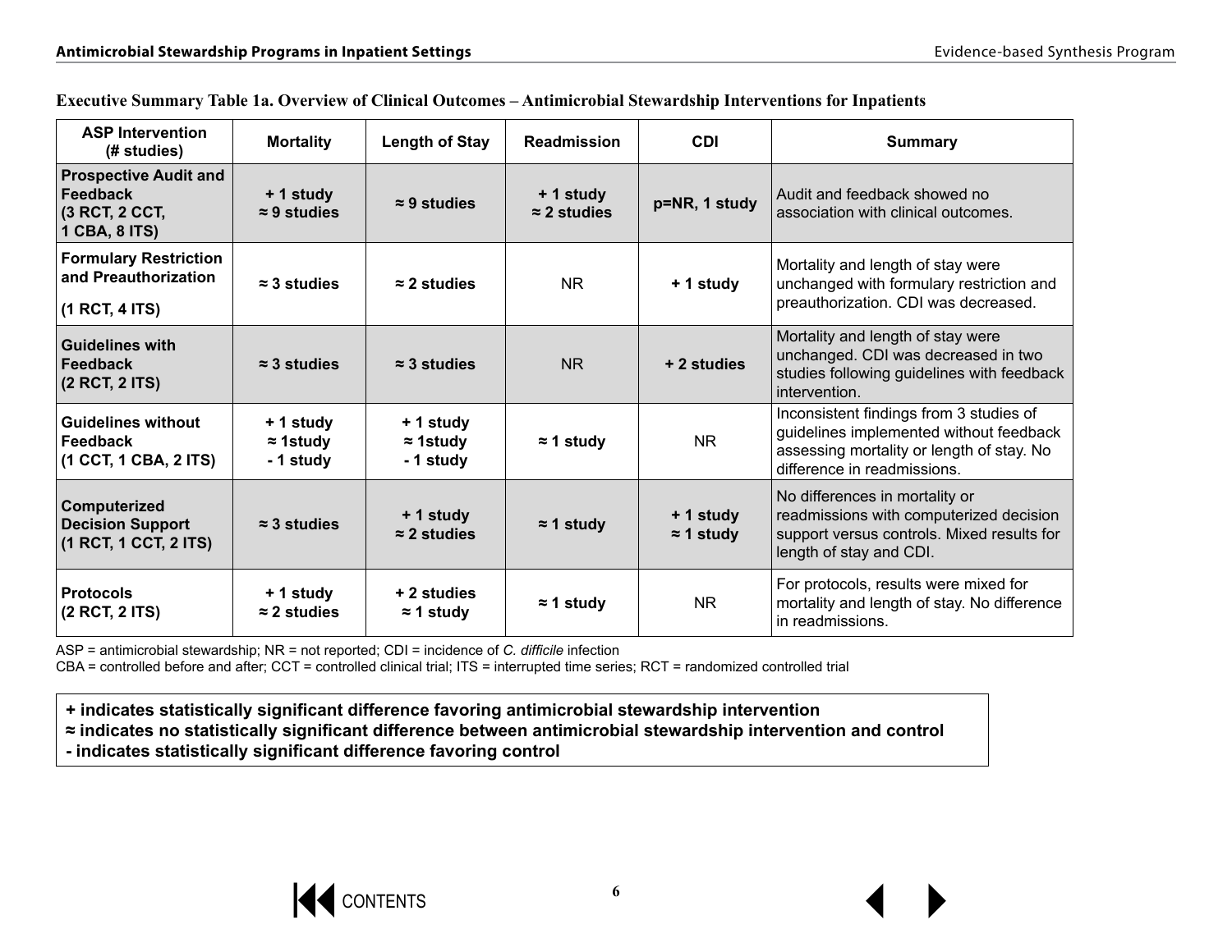**Executive Summary Table 1a. Overview of Clinical Outcomes – Antimicrobial Stewardship Interventions for Inpatients**

| ASP Intervention (# studies) | Mortality | Length of Stay | Readmission | CDI | Summary |
|---|---|---|---|---|---|
| **Prospective Audit and Feedback (3 RCT, 2 CCT, 1 CBA, 8 ITS)** | **+ 1 study ≈ 9 studies** | **≈ 9 studies** | **+ 1 study ≈ 2 studies** | **p=NR, 1 study** | Audit and feedback showed no association with clinical outcomes. |
| **Formulary Restriction and Preauthorization (1 RCT, 4 ITS)** | **≈ 3 studies** | **≈ 2 studies** | NR | **+ 1 study** | Mortality and length of stay were unchanged with formulary restriction and preauthorization. CDI was decreased. |
| **Guidelines with Feedback (2 RCT, 2 ITS)** | **≈ 3 studies** | **≈ 3 studies** | NR | **+ 2 studies** | Mortality and length of stay were unchanged. CDI was decreased in two studies following guidelines with feedback intervention. |
| **Guidelines without Feedback (1 CCT, 1 CBA, 2 ITS)** | **+ 1 study ≈ 1study - 1 study** | **+ 1 study ≈ 1study - 1 study** | **≈ 1 study** | NR | Inconsistent findings from 3 studies of guidelines implemented without feedback assessing mortality or length of stay. No difference in readmissions. |
| **Computerized Decision Support (1 RCT, 1 CCT, 2 ITS)** | **≈ 3 studies** | **+ 1 study ≈ 2 studies** | **≈ 1 study** | **+ 1 study ≈ 1 study** | No differences in mortality or readmissions with computerized decision support versus controls. Mixed results for length of stay and CDI. |
| **Protocols (2 RCT, 2 ITS)** | **+ 1 study ≈ 2 studies** | **+ 2 studies ≈ 1 study** | **≈ 1 study** | NR | For protocols, results were mixed for mortality and length of stay. No difference in readmissions. |

ASP = antimicrobial stewardship; NR = not reported; CDI = incidence of *C. difficile* infection
CBA = controlled before and after; CCT = controlled clinical trial; ITS = interrupted time series; RCT = randomized controlled trial

**+ indicates statistically significant difference favoring antimicrobial stewardship intervention**
**≈ indicates no statistically significant difference between antimicrobial stewardship intervention and control**
**- indicates statistically significant difference favoring control**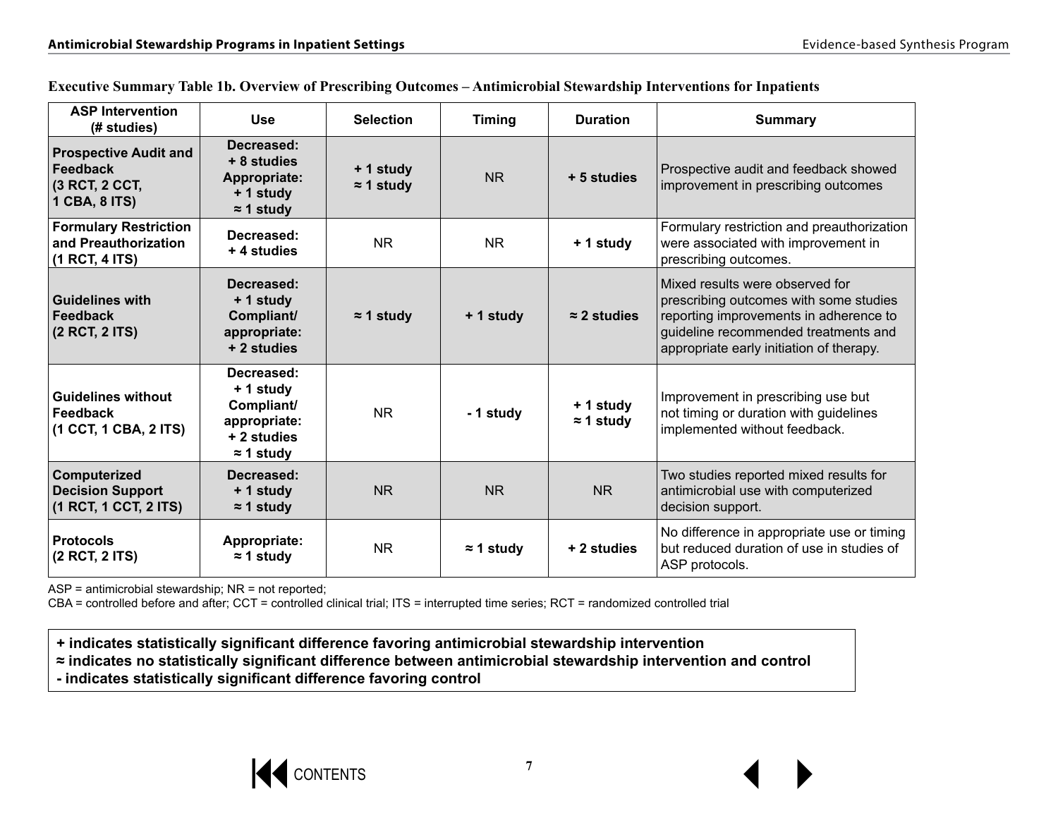**Executive Summary Table 1b. Overview of Prescribing Outcomes – Antimicrobial Stewardship Interventions for Inpatients**

| ASP Intervention (# studies) | Use | Selection | Timing | Duration | Summary |
|---|---|---|---|---|---|
| **Prospective Audit and Feedback (3 RCT, 2 CCT, 1 CBA, 8 ITS)** | **Decreased: + 8 studies Appropriate: + 1 study ≈ 1 study** | **+ 1 study ≈ 1 study** | NR | **+ 5 studies** | Prospective audit and feedback showed improvement in prescribing outcomes |
| **Formulary Restriction and Preauthorization (1 RCT, 4 ITS)** | **Decreased: + 4 studies** | NR | NR | **+ 1 study** | Formulary restriction and preauthorization were associated with improvement in prescribing outcomes. |
| **Guidelines with Feedback (2 RCT, 2 ITS)** | **Decreased: + 1 study Compliant/ appropriate: + 2 studies** | **≈ 1 study** | **+ 1 study** | **≈ 2 studies** | Mixed results were observed for prescribing outcomes with some studies reporting improvements in adherence to guideline recommended treatments and appropriate early initiation of therapy. |
| **Guidelines without Feedback (1 CCT, 1 CBA, 2 ITS)** | **Decreased: + 1 study Compliant/ appropriate: + 2 studies ≈ 1 study** | NR | **- 1 study** | **+ 1 study ≈ 1 study** | Improvement in prescribing use but not timing or duration with guidelines implemented without feedback. |
| **Computerized Decision Support (1 RCT, 1 CCT, 2 ITS)** | **Decreased: + 1 study ≈ 1 study** | NR | NR | NR | Two studies reported mixed results for antimicrobial use with computerized decision support. |
| **Protocols (2 RCT, 2 ITS)** | **Appropriate: ≈ 1 study** | NR | **≈ 1 study** | **+ 2 studies** | No difference in appropriate use or timing but reduced duration of use in studies of ASP protocols. |

ASP = antimicrobial stewardship; NR = not reported;
CBA = controlled before and after; CCT = controlled clinical trial; ITS = interrupted time series; RCT = randomized controlled trial

**+ indicates statistically significant difference favoring antimicrobial stewardship intervention**
**≈ indicates no statistically significant difference between antimicrobial stewardship intervention and control**
**- indicates statistically significant difference favoring control**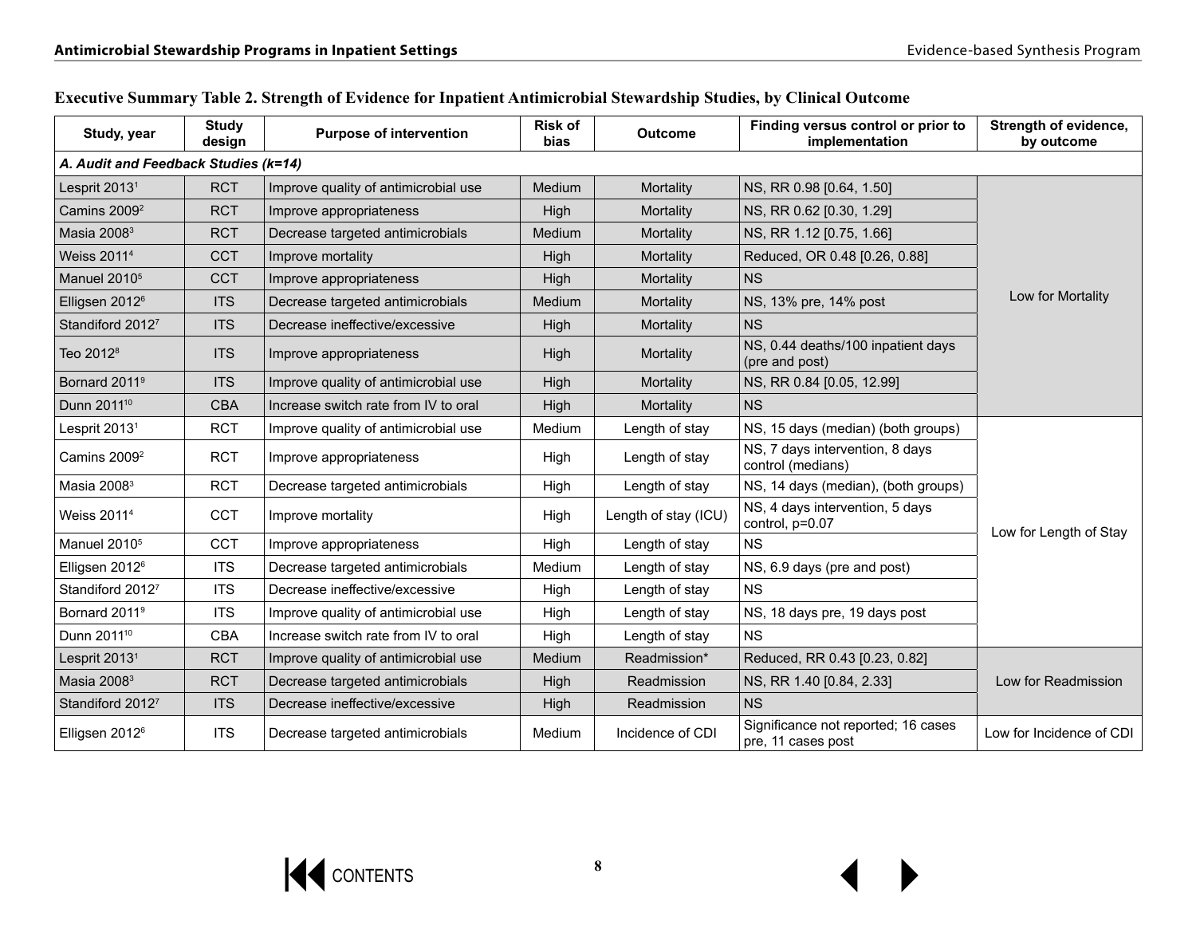**Executive Summary Table 2. Strength of Evidence for Inpatient Antimicrobial Stewardship Studies, by Clinical Outcome**

| Study, year | Study design | Purpose of intervention | Risk of bias | Outcome | Finding versus control or prior to implementation | Strength of evidence, by outcome |
|---|---|---|---|---|---|---|
| ***A. Audit and Feedback Studies (k=14)*** | | | | | | |
| Lesprit 2013[1] | RCT | Improve quality of antimicrobial use | Medium | Mortality | NS, RR 0.98 [0.64, 1.50] | Low for Mortality |
| Camins 2009[2] | RCT | Improve appropriateness | High | Mortality | NS, RR 0.62 [0.30, 1.29] | |
| Masia 2008[3] | RCT | Decrease targeted antimicrobials | Medium | Mortality | NS, RR 1.12 [0.75, 1.66] | |
| Weiss 2011[4] | CCT | Improve mortality | High | Mortality | Reduced, OR 0.48 [0.26, 0.88] | |
| Manuel 2010[5] | CCT | Improve appropriateness | High | Mortality | NS | |
| Elligsen 2012[6] | ITS | Decrease targeted antimicrobials | Medium | Mortality | NS, 13% pre, 14% post | |
| Standiford 2012[7] | ITS | Decrease ineffective/excessive | High | Mortality | NS | |
| Teo 2012[8] | ITS | Improve appropriateness | High | Mortality | NS, 0.44 deaths/100 inpatient days (pre and post) | |
| Bornard 2011[9] | ITS | Improve quality of antimicrobial use | High | Mortality | NS, RR 0.84 [0.05, 12.99] | |
| Dunn 2011[10] | CBA | Increase switch rate from IV to oral | High | Mortality | NS | |
| Lesprit 2013[1] | RCT | Improve quality of antimicrobial use | Medium | Length of stay | NS, 15 days (median) (both groups) | Low for Length of Stay |
| Camins 2009[2] | RCT | Improve appropriateness | High | Length of stay | NS, 7 days intervention, 8 days control (medians) | |
| Masia 2008[3] | RCT | Decrease targeted antimicrobials | High | Length of stay | NS, 14 days (median), (both groups) | |
| Weiss 2011[4] | CCT | Improve mortality | High | Length of stay (ICU) | NS, 4 days intervention, 5 days control, p=0.07 | |
| Manuel 2010[5] | CCT | Improve appropriateness | High | Length of stay | NS | |
| Elligsen 2012[6] | ITS | Decrease targeted antimicrobials | Medium | Length of stay | NS, 6.9 days (pre and post) | |
| Standiford 2012[7] | ITS | Decrease ineffective/excessive | High | Length of stay | NS | |
| Bornard 2011[9] | ITS | Improve quality of antimicrobial use | High | Length of stay | NS, 18 days pre, 19 days post | |
| Dunn 2011[10] | CBA | Increase switch rate from IV to oral | High | Length of stay | NS | |
| Lesprit 2013[1] | RCT | Improve quality of antimicrobial use | Medium | Readmission* | Reduced, RR 0.43 [0.23, 0.82] | Low for Readmission |
| Masia 2008[3] | RCT | Decrease targeted antimicrobials | High | Readmission | NS, RR 1.40 [0.84, 2.33] | |
| Standiford 2012[7] | ITS | Decrease ineffective/excessive | High | Readmission | NS | |
| Elligsen 2012[6] | ITS | Decrease targeted antimicrobials | Medium | Incidence of CDI | Significance not reported; 16 cases pre, 11 cases post | Low for Incidence of CDI |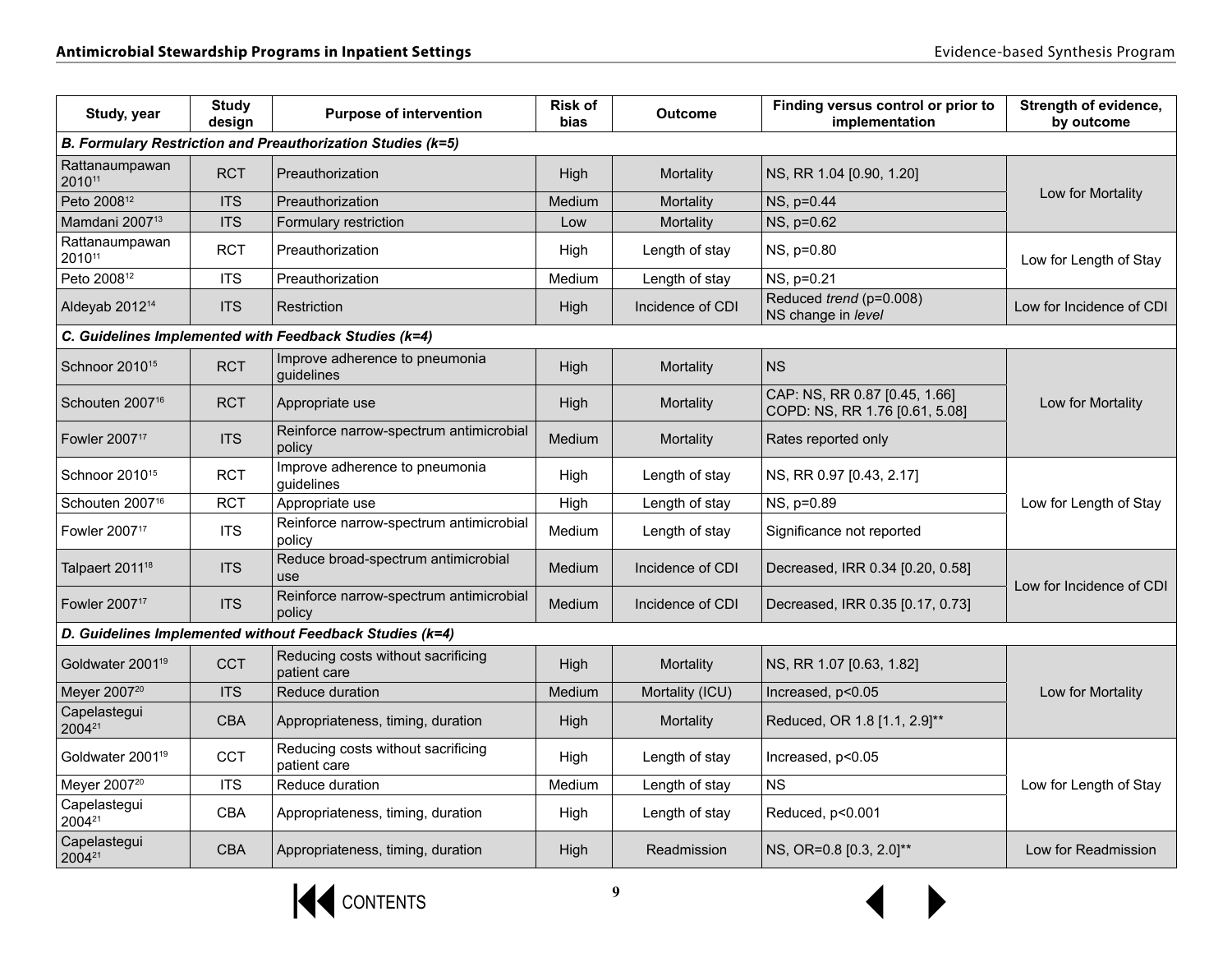| Study, year | Study design | Purpose of intervention | Risk of bias | Outcome | Finding versus control or prior to implementation | Strength of evidence, by outcome |
|---|---|---|---|---|---|---|
| ***B. Formulary Restriction and Preauthorization Studies (k=5)*** | | | | | | |
| Rattanaumpawan 2010[11] | RCT | Preauthorization | High | Mortality | NS, RR 1.04 [0.90, 1.20] | Low for Mortality |
| Peto 2008[12] | ITS | Preauthorization | Medium | Mortality | NS, p=0.44 | |
| Mamdani 2007[13] | ITS | Formulary restriction | Low | Mortality | NS, p=0.62 | |
| Rattanaumpawan 2010[11] | RCT | Preauthorization | High | Length of stay | NS, p=0.80 | Low for Length of Stay |
| Peto 2008[12] | ITS | Preauthorization | Medium | Length of stay | NS, p=0.21 | |
| Aldeyab 2012[14] | ITS | Restriction | High | Incidence of CDI | Reduced *trend* (p=0.008) NS change in *level* | Low for Incidence of CDI |
| ***C. Guidelines Implemented with Feedback Studies (k=4)*** | | | | | | |
| Schnoor 2010[15] | RCT | Improve adherence to pneumonia guidelines | High | Mortality | NS | Low for Mortality |
| Schouten 2007[16] | RCT | Appropriate use | High | Mortality | CAP: NS, RR 0.87 [0.45, 1.66] COPD: NS, RR 1.76 [0.61, 5.08] | |
| Fowler 2007[17] | ITS | Reinforce narrow-spectrum antimicrobial policy | Medium | Mortality | Rates reported only | |
| Schnoor 2010[15] | RCT | Improve adherence to pneumonia guidelines | High | Length of stay | NS, RR 0.97 [0.43, 2.17] | Low for Length of Stay |
| Schouten 2007[16] | RCT | Appropriate use | High | Length of stay | NS, p=0.89 | |
| Fowler 2007[17] | ITS | Reinforce narrow-spectrum antimicrobial policy | Medium | Length of stay | Significance not reported | |
| Talpaert 2011[18] | ITS | Reduce broad-spectrum antimicrobial use | Medium | Incidence of CDI | Decreased, IRR 0.34 [0.20, 0.58] | Low for Incidence of CDI |
| Fowler 2007[17] | ITS | Reinforce narrow-spectrum antimicrobial policy | Medium | Incidence of CDI | Decreased, IRR 0.35 [0.17, 0.73] | |
| ***D. Guidelines Implemented without Feedback Studies (k=4)*** | | | | | | |
| Goldwater 2001[19] | CCT | Reducing costs without sacrificing patient care | High | Mortality | NS, RR 1.07 [0.63, 1.82] | Low for Mortality |
| Meyer 2007[20] | ITS | Reduce duration | Medium | Mortality (ICU) | Increased, p<0.05 | |
| Capelastegui 2004[21] | CBA | Appropriateness, timing, duration | High | Mortality | Reduced, OR 1.8 [1.1, 2.9]** | |
| Goldwater 2001[19] | CCT | Reducing costs without sacrificing patient care | High | Length of stay | Increased, p<0.05 | Low for Length of Stay |
| Meyer 2007[20] | ITS | Reduce duration | Medium | Length of stay | NS | |
| Capelastegui 2004[21] | CBA | Appropriateness, timing, duration | High | Length of stay | Reduced, p<0.001 | |
| Capelastegui 2004[21] | CBA | Appropriateness, timing, duration | High | Readmission | NS, OR=0.8 [0.3, 2.0]** | Low for Readmission |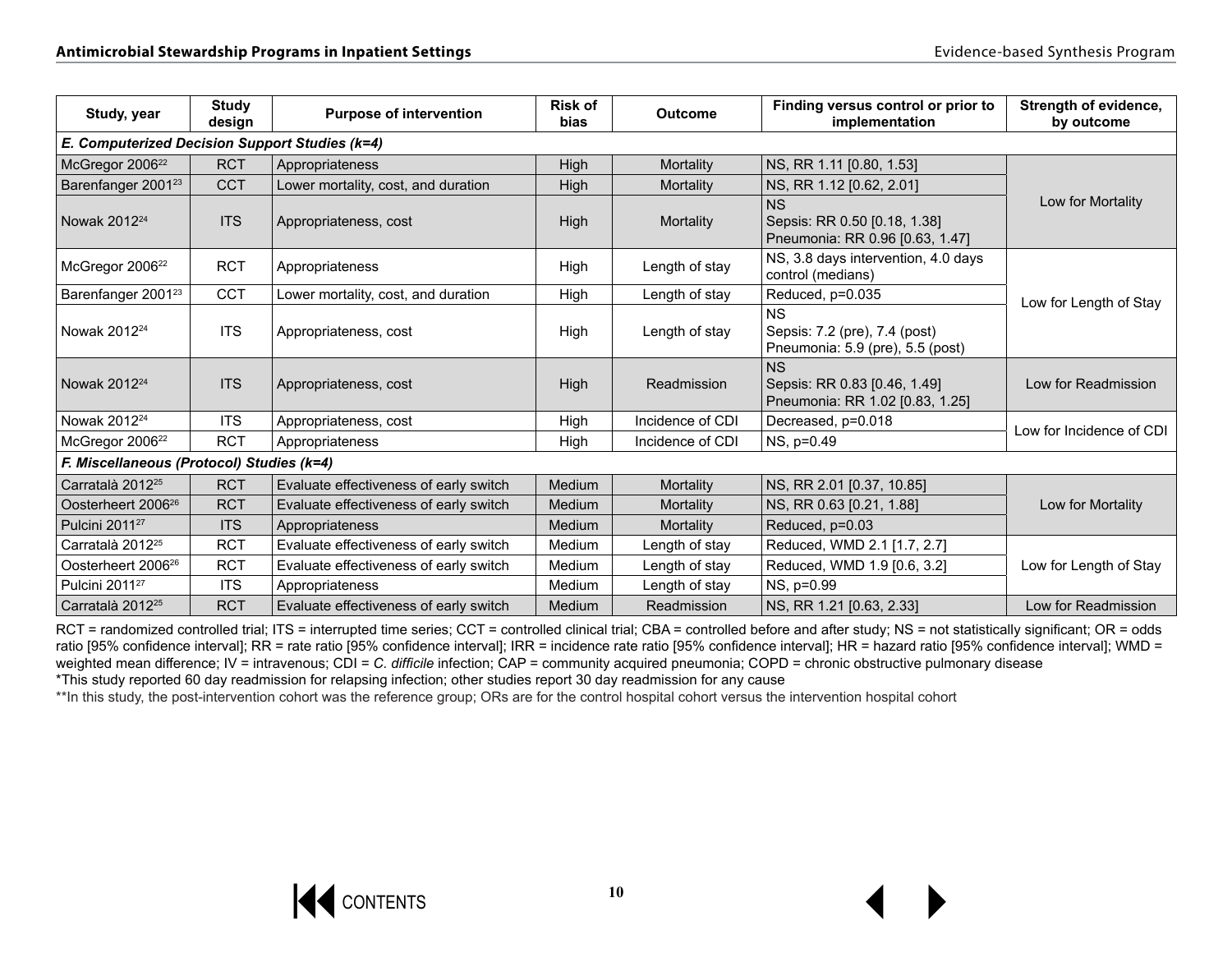| Study, year | Study design | Purpose of intervention | Risk of bias | Outcome | Finding versus control or prior to implementation | Strength of evidence, by outcome |
|---|---|---|---|---|---|---|
| ***E. Computerized Decision Support Studies (k=4)*** | | | | | | |
| McGregor 2006[22] | RCT | Appropriateness | High | Mortality | NS, RR 1.11 [0.80, 1.53] | Low for Mortality |
| Barenfanger 2001[23] | CCT | Lower mortality, cost, and duration | High | Mortality | NS, RR 1.12 [0.62, 2.01] | |
| Nowak 2012[24] | ITS | Appropriateness, cost | High | Mortality | NS<br>Sepsis: RR 0.50 [0.18, 1.38]<br>Pneumonia: RR 0.96 [0.63, 1.47] | |
| McGregor 2006[22] | RCT | Appropriateness | High | Length of stay | NS, 3.8 days intervention, 4.0 days control (medians) | Low for Length of Stay |
| Barenfanger 2001[23] | CCT | Lower mortality, cost, and duration | High | Length of stay | Reduced, p=0.035 | |
| Nowak 2012[24] | ITS | Appropriateness, cost | High | Length of stay | NS<br>Sepsis: 7.2 (pre), 7.4 (post)<br>Pneumonia: 5.9 (pre), 5.5 (post) | |
| Nowak 2012[24] | ITS | Appropriateness, cost | High | Readmission | NS<br>Sepsis: RR 0.83 [0.46, 1.49]<br>Pneumonia: RR 1.02 [0.83, 1.25] | Low for Readmission |
| Nowak 2012[24] | ITS | Appropriateness, cost | High | Incidence of CDI | Decreased, p=0.018 | Low for Incidence of CDI |
| McGregor 2006[22] | RCT | Appropriateness | High | Incidence of CDI | NS, p=0.49 | |
| ***F. Miscellaneous (Protocol) Studies (k=4)*** | | | | | | |
| Carratalà 2012[25] | RCT | Evaluate effectiveness of early switch | Medium | Mortality | NS, RR 2.01 [0.37, 10.85] | Low for Mortality |
| Oosterheert 2006[26] | RCT | Evaluate effectiveness of early switch | Medium | Mortality | NS, RR 0.63 [0.21, 1.88] | |
| Pulcini 2011[27] | ITS | Appropriateness | Medium | Mortality | Reduced, p=0.03 | |
| Carratalà 2012[25] | RCT | Evaluate effectiveness of early switch | Medium | Length of stay | Reduced, WMD 2.1 [1.7, 2.7] | Low for Length of Stay |
| Oosterheert 2006[26] | RCT | Evaluate effectiveness of early switch | Medium | Length of stay | Reduced, WMD 1.9 [0.6, 3.2] | |
| Pulcini 2011[27] | ITS | Appropriateness | Medium | Length of stay | NS, p=0.99 | |
| Carratalà 2012[25] | RCT | Evaluate effectiveness of early switch | Medium | Readmission | NS, RR 1.21 [0.63, 2.33] | Low for Readmission |

RCT = randomized controlled trial; ITS = interrupted time series; CCT = controlled clinical trial; CBA = controlled before and after study; NS = not statistically significant; OR = odds ratio [95% confidence interval]; RR = rate ratio [95% confidence interval]; IRR = incidence rate ratio [95% confidence interval]; HR = hazard ratio [95% confidence interval]; WMD = weighted mean difference; IV = intravenous; CDI = *C. difficile* infection; CAP = community acquired pneumonia; COPD = chronic obstructive pulmonary disease

*This study reported 60 day readmission for relapsing infection; other studies report 30 day readmission for any cause

**In this study, the post-intervention cohort was the reference group; ORs are for the control hospital cohort versus the intervention hospital cohort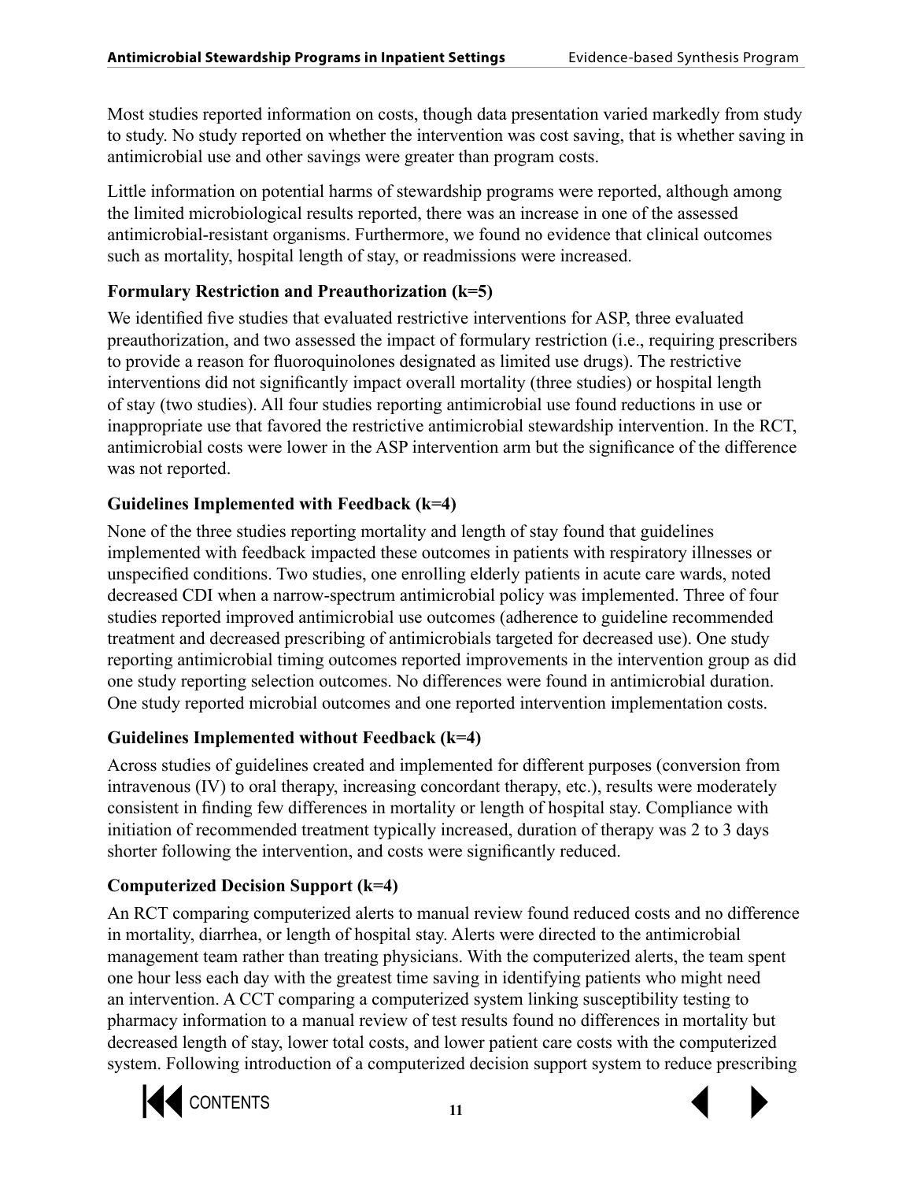Most studies reported information on costs, though data presentation varied markedly from study to study. No study reported on whether the intervention was cost saving, that is whether saving in antimicrobial use and other savings were greater than program costs.

Little information on potential harms of stewardship programs were reported, although among the limited microbiological results reported, there was an increase in one of the assessed antimicrobial-resistant organisms. Furthermore, we found no evidence that clinical outcomes such as mortality, hospital length of stay, or readmissions were increased.

### Formulary Restriction and Preauthorization (k=5)

We identified five studies that evaluated restrictive interventions for ASP, three evaluated preauthorization, and two assessed the impact of formulary restriction (i.e., requiring prescribers to provide a reason for fluoroquinolones designated as limited use drugs). The restrictive interventions did not significantly impact overall mortality (three studies) or hospital length of stay (two studies). All four studies reporting antimicrobial use found reductions in use or inappropriate use that favored the restrictive antimicrobial stewardship intervention. In the RCT, antimicrobial costs were lower in the ASP intervention arm but the significance of the difference was not reported.

### Guidelines Implemented with Feedback (k=4)

None of the three studies reporting mortality and length of stay found that guidelines implemented with feedback impacted these outcomes in patients with respiratory illnesses or unspecified conditions. Two studies, one enrolling elderly patients in acute care wards, noted decreased CDI when a narrow-spectrum antimicrobial policy was implemented. Three of four studies reported improved antimicrobial use outcomes (adherence to guideline recommended treatment and decreased prescribing of antimicrobials targeted for decreased use). One study reporting antimicrobial timing outcomes reported improvements in the intervention group as did one study reporting selection outcomes. No differences were found in antimicrobial duration. One study reported microbial outcomes and one reported intervention implementation costs.

### Guidelines Implemented without Feedback (k=4)

Across studies of guidelines created and implemented for different purposes (conversion from intravenous (IV) to oral therapy, increasing concordant therapy, etc.), results were moderately consistent in finding few differences in mortality or length of hospital stay. Compliance with initiation of recommended treatment typically increased, duration of therapy was 2 to 3 days shorter following the intervention, and costs were significantly reduced.

### Computerized Decision Support (k=4)

An RCT comparing computerized alerts to manual review found reduced costs and no difference in mortality, diarrhea, or length of hospital stay. Alerts were directed to the antimicrobial management team rather than treating physicians. With the computerized alerts, the team spent one hour less each day with the greatest time saving in identifying patients who might need an intervention. A CCT comparing a computerized system linking susceptibility testing to pharmacy information to a manual review of test results found no differences in mortality but decreased length of stay, lower total costs, and lower patient care costs with the computerized system. Following introduction of a computerized decision support system to reduce prescribing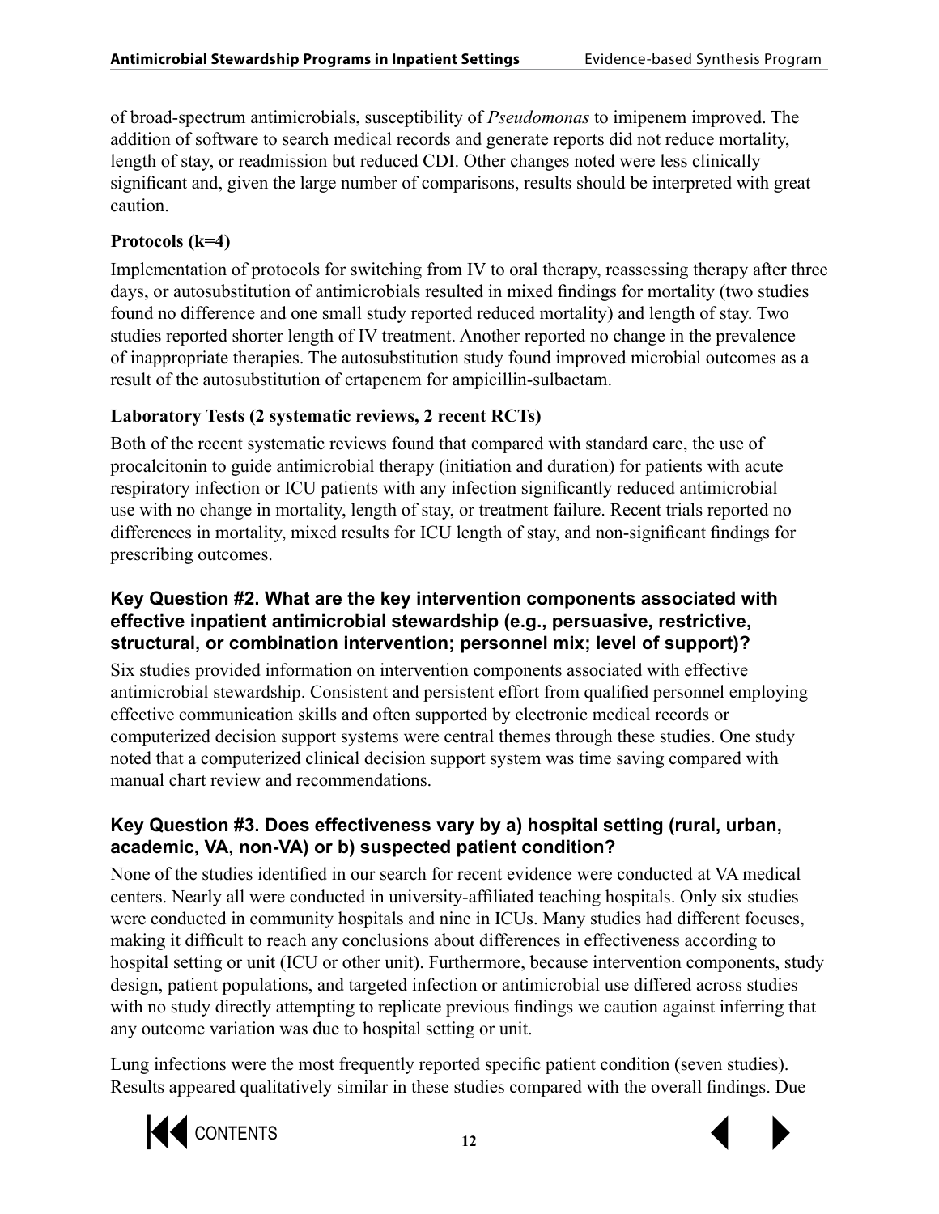of broad-spectrum antimicrobials, susceptibility of *Pseudomonas* to imipenem improved. The addition of software to search medical records and generate reports did not reduce mortality, length of stay, or readmission but reduced CDI. Other changes noted were less clinically significant and, given the large number of comparisons, results should be interpreted with great caution.

**Protocols (k=4)**

Implementation of protocols for switching from IV to oral therapy, reassessing therapy after three days, or autosubstitution of antimicrobials resulted in mixed findings for mortality (two studies found no difference and one small study reported reduced mortality) and length of stay. Two studies reported shorter length of IV treatment. Another reported no change in the prevalence of inappropriate therapies. The autosubstitution study found improved microbial outcomes as a result of the autosubstitution of ertapenem for ampicillin-sulbactam.

**Laboratory Tests (2 systematic reviews, 2 recent RCTs)**

Both of the recent systematic reviews found that compared with standard care, the use of procalcitonin to guide antimicrobial therapy (initiation and duration) for patients with acute respiratory infection or ICU patients with any infection significantly reduced antimicrobial use with no change in mortality, length of stay, or treatment failure. Recent trials reported no differences in mortality, mixed results for ICU length of stay, and non-significant findings for prescribing outcomes.

### Key Question #2. What are the key intervention components associated with effective inpatient antimicrobial stewardship (e.g., persuasive, restrictive, structural, or combination intervention; personnel mix; level of support)?

Six studies provided information on intervention components associated with effective antimicrobial stewardship. Consistent and persistent effort from qualified personnel employing effective communication skills and often supported by electronic medical records or computerized decision support systems were central themes through these studies. One study noted that a computerized clinical decision support system was time saving compared with manual chart review and recommendations.

### Key Question #3. Does effectiveness vary by a) hospital setting (rural, urban, academic, VA, non-VA) or b) suspected patient condition?

None of the studies identified in our search for recent evidence were conducted at VA medical centers. Nearly all were conducted in university-affiliated teaching hospitals. Only six studies were conducted in community hospitals and nine in ICUs. Many studies had different focuses, making it difficult to reach any conclusions about differences in effectiveness according to hospital setting or unit (ICU or other unit). Furthermore, because intervention components, study design, patient populations, and targeted infection or antimicrobial use differed across studies with no study directly attempting to replicate previous findings we caution against inferring that any outcome variation was due to hospital setting or unit.

Lung infections were the most frequently reported specific patient condition (seven studies). Results appeared qualitatively similar in these studies compared with the overall findings. Due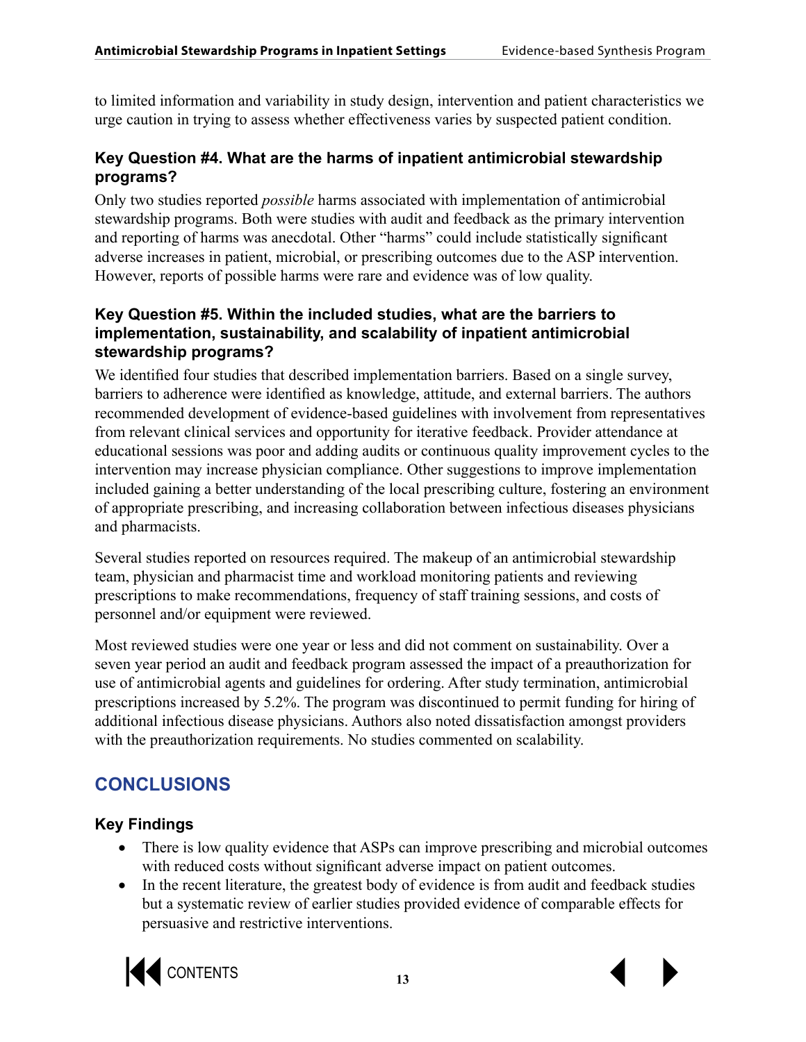to limited information and variability in study design, intervention and patient characteristics we urge caution in trying to assess whether effectiveness varies by suspected patient condition.

### Key Question #4. What are the harms of inpatient antimicrobial stewardship programs?

Only two studies reported *possible* harms associated with implementation of antimicrobial stewardship programs. Both were studies with audit and feedback as the primary intervention and reporting of harms was anecdotal. Other "harms" could include statistically significant adverse increases in patient, microbial, or prescribing outcomes due to the ASP intervention. However, reports of possible harms were rare and evidence was of low quality.

### Key Question #5. Within the included studies, what are the barriers to implementation, sustainability, and scalability of inpatient antimicrobial stewardship programs?

We identified four studies that described implementation barriers. Based on a single survey, barriers to adherence were identified as knowledge, attitude, and external barriers. The authors recommended development of evidence-based guidelines with involvement from representatives from relevant clinical services and opportunity for iterative feedback. Provider attendance at educational sessions was poor and adding audits or continuous quality improvement cycles to the intervention may increase physician compliance. Other suggestions to improve implementation included gaining a better understanding of the local prescribing culture, fostering an environment of appropriate prescribing, and increasing collaboration between infectious diseases physicians and pharmacists.

Several studies reported on resources required. The makeup of an antimicrobial stewardship team, physician and pharmacist time and workload monitoring patients and reviewing prescriptions to make recommendations, frequency of staff training sessions, and costs of personnel and/or equipment were reviewed.

Most reviewed studies were one year or less and did not comment on sustainability. Over a seven year period an audit and feedback program assessed the impact of a preauthorization for use of antimicrobial agents and guidelines for ordering. After study termination, antimicrobial prescriptions increased by 5.2%. The program was discontinued to permit funding for hiring of additional infectious disease physicians. Authors also noted dissatisfaction amongst providers with the preauthorization requirements. No studies commented on scalability.

## CONCLUSIONS

### Key Findings

- There is low quality evidence that ASPs can improve prescribing and microbial outcomes with reduced costs without significant adverse impact on patient outcomes.
- In the recent literature, the greatest body of evidence is from audit and feedback studies but a systematic review of earlier studies provided evidence of comparable effects for persuasive and restrictive interventions.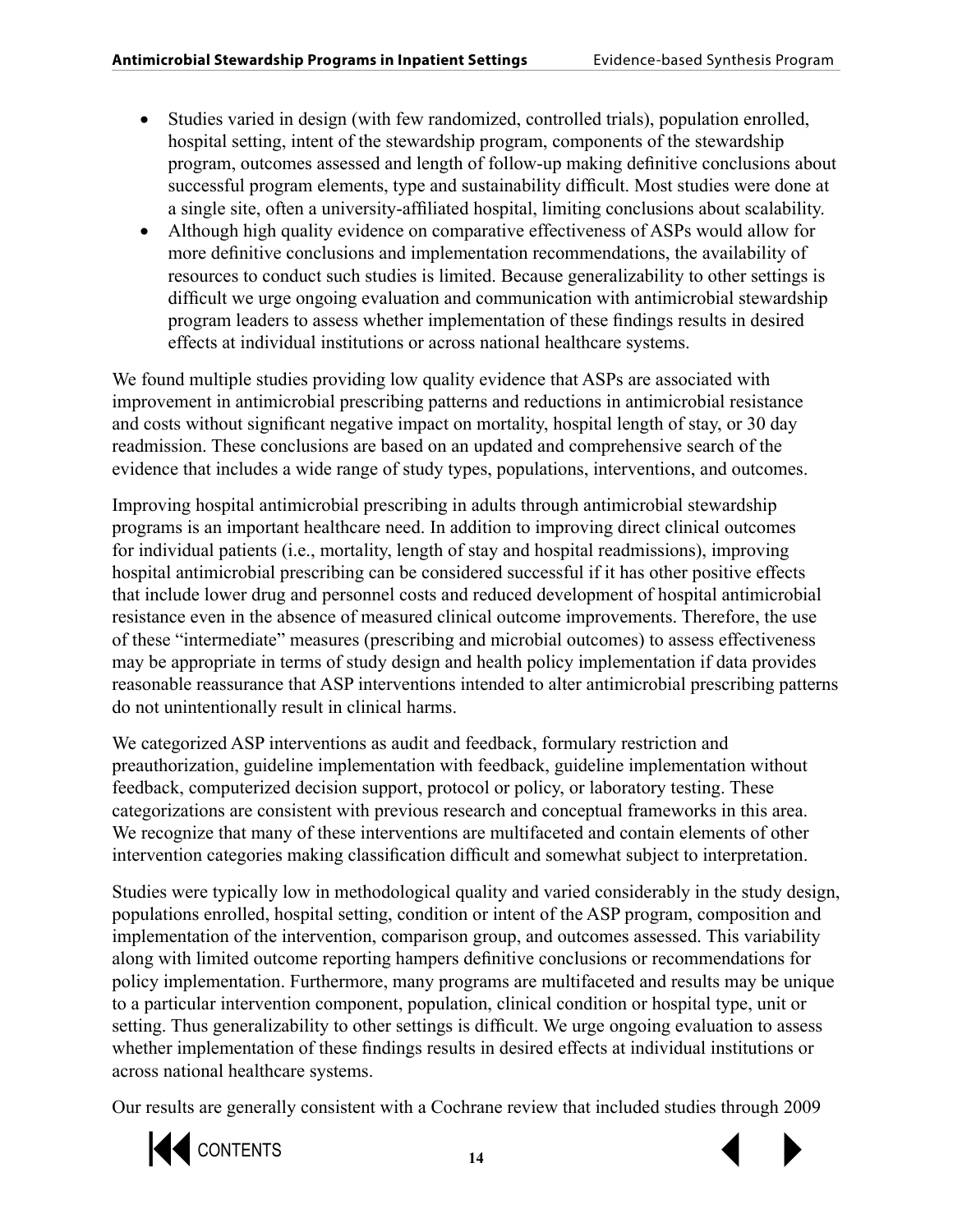- Studies varied in design (with few randomized, controlled trials), population enrolled, hospital setting, intent of the stewardship program, components of the stewardship program, outcomes assessed and length of follow-up making definitive conclusions about successful program elements, type and sustainability difficult. Most studies were done at a single site, often a university-affiliated hospital, limiting conclusions about scalability.
- Although high quality evidence on comparative effectiveness of ASPs would allow for more definitive conclusions and implementation recommendations, the availability of resources to conduct such studies is limited. Because generalizability to other settings is difficult we urge ongoing evaluation and communication with antimicrobial stewardship program leaders to assess whether implementation of these findings results in desired effects at individual institutions or across national healthcare systems.

We found multiple studies providing low quality evidence that ASPs are associated with improvement in antimicrobial prescribing patterns and reductions in antimicrobial resistance and costs without significant negative impact on mortality, hospital length of stay, or 30 day readmission. These conclusions are based on an updated and comprehensive search of the evidence that includes a wide range of study types, populations, interventions, and outcomes.

Improving hospital antimicrobial prescribing in adults through antimicrobial stewardship programs is an important healthcare need. In addition to improving direct clinical outcomes for individual patients (i.e., mortality, length of stay and hospital readmissions), improving hospital antimicrobial prescribing can be considered successful if it has other positive effects that include lower drug and personnel costs and reduced development of hospital antimicrobial resistance even in the absence of measured clinical outcome improvements. Therefore, the use of these "intermediate" measures (prescribing and microbial outcomes) to assess effectiveness may be appropriate in terms of study design and health policy implementation if data provides reasonable reassurance that ASP interventions intended to alter antimicrobial prescribing patterns do not unintentionally result in clinical harms.

We categorized ASP interventions as audit and feedback, formulary restriction and preauthorization, guideline implementation with feedback, guideline implementation without feedback, computerized decision support, protocol or policy, or laboratory testing. These categorizations are consistent with previous research and conceptual frameworks in this area. We recognize that many of these interventions are multifaceted and contain elements of other intervention categories making classification difficult and somewhat subject to interpretation.

Studies were typically low in methodological quality and varied considerably in the study design, populations enrolled, hospital setting, condition or intent of the ASP program, composition and implementation of the intervention, comparison group, and outcomes assessed. This variability along with limited outcome reporting hampers definitive conclusions or recommendations for policy implementation. Furthermore, many programs are multifaceted and results may be unique to a particular intervention component, population, clinical condition or hospital type, unit or setting. Thus generalizability to other settings is difficult. We urge ongoing evaluation to assess whether implementation of these findings results in desired effects at individual institutions or across national healthcare systems.

Our results are generally consistent with a Cochrane review that included studies through 2009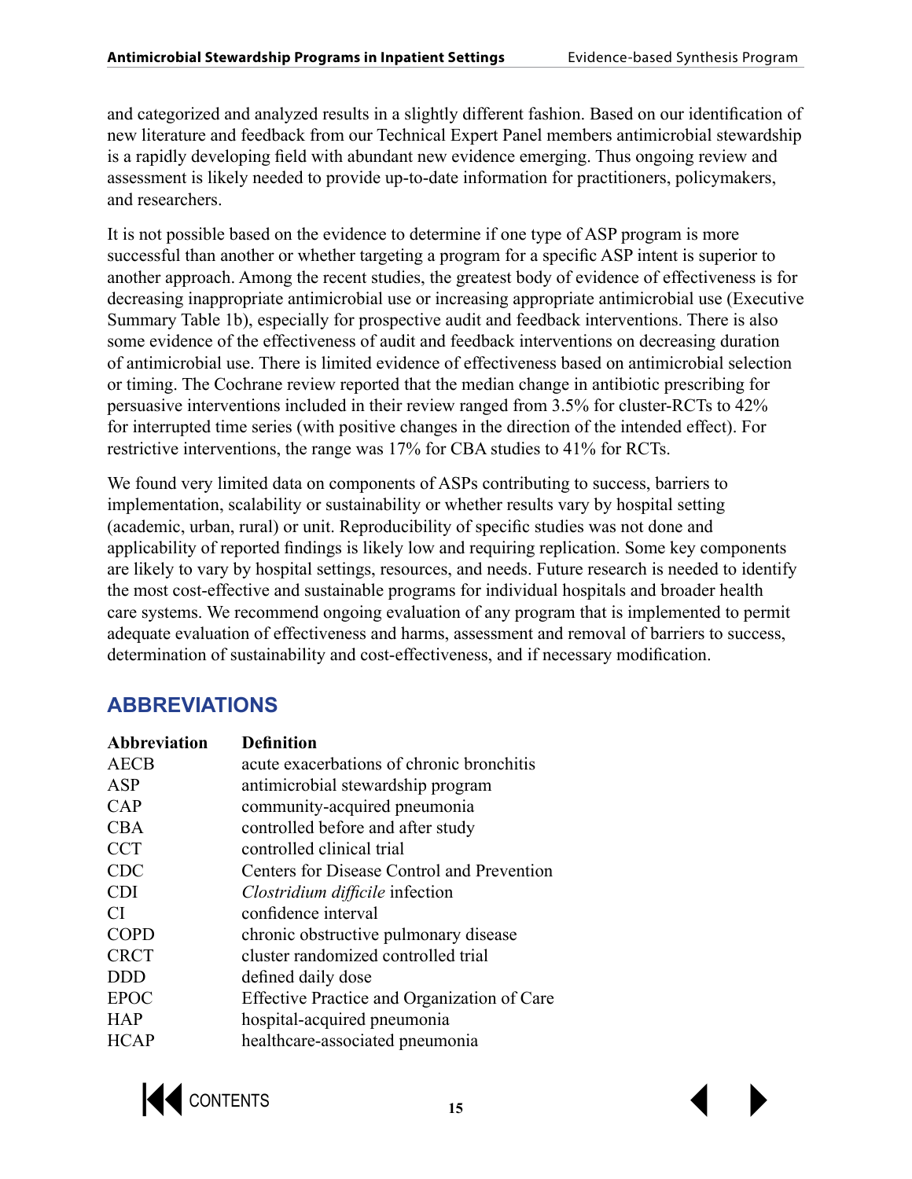and categorized and analyzed results in a slightly different fashion. Based on our identification of new literature and feedback from our Technical Expert Panel members antimicrobial stewardship is a rapidly developing field with abundant new evidence emerging. Thus ongoing review and assessment is likely needed to provide up-to-date information for practitioners, policymakers, and researchers.

It is not possible based on the evidence to determine if one type of ASP program is more successful than another or whether targeting a program for a specific ASP intent is superior to another approach. Among the recent studies, the greatest body of evidence of effectiveness is for decreasing inappropriate antimicrobial use or increasing appropriate antimicrobial use (Executive Summary Table 1b), especially for prospective audit and feedback interventions. There is also some evidence of the effectiveness of audit and feedback interventions on decreasing duration of antimicrobial use. There is limited evidence of effectiveness based on antimicrobial selection or timing. The Cochrane review reported that the median change in antibiotic prescribing for persuasive interventions included in their review ranged from 3.5% for cluster-RCTs to 42% for interrupted time series (with positive changes in the direction of the intended effect). For restrictive interventions, the range was 17% for CBA studies to 41% for RCTs.

We found very limited data on components of ASPs contributing to success, barriers to implementation, scalability or sustainability or whether results vary by hospital setting (academic, urban, rural) or unit. Reproducibility of specific studies was not done and applicability of reported findings is likely low and requiring replication. Some key components are likely to vary by hospital settings, resources, and needs. Future research is needed to identify the most cost-effective and sustainable programs for individual hospitals and broader health care systems. We recommend ongoing evaluation of any program that is implemented to permit adequate evaluation of effectiveness and harms, assessment and removal of barriers to success, determination of sustainability and cost-effectiveness, and if necessary modification.

## ABBREVIATIONS

| Abbreviation | Definition |
|---|---|
| AECB | acute exacerbations of chronic bronchitis |
| ASP | antimicrobial stewardship program |
| CAP | community-acquired pneumonia |
| CBA | controlled before and after study |
| CCT | controlled clinical trial |
| CDC | Centers for Disease Control and Prevention |
| CDI | *Clostridium difficile* infection |
| CI | confidence interval |
| COPD | chronic obstructive pulmonary disease |
| CRCT | cluster randomized controlled trial |
| DDD | defined daily dose |
| EPOC | Effective Practice and Organization of Care |
| HAP | hospital-acquired pneumonia |
| HCAP | healthcare-associated pneumonia |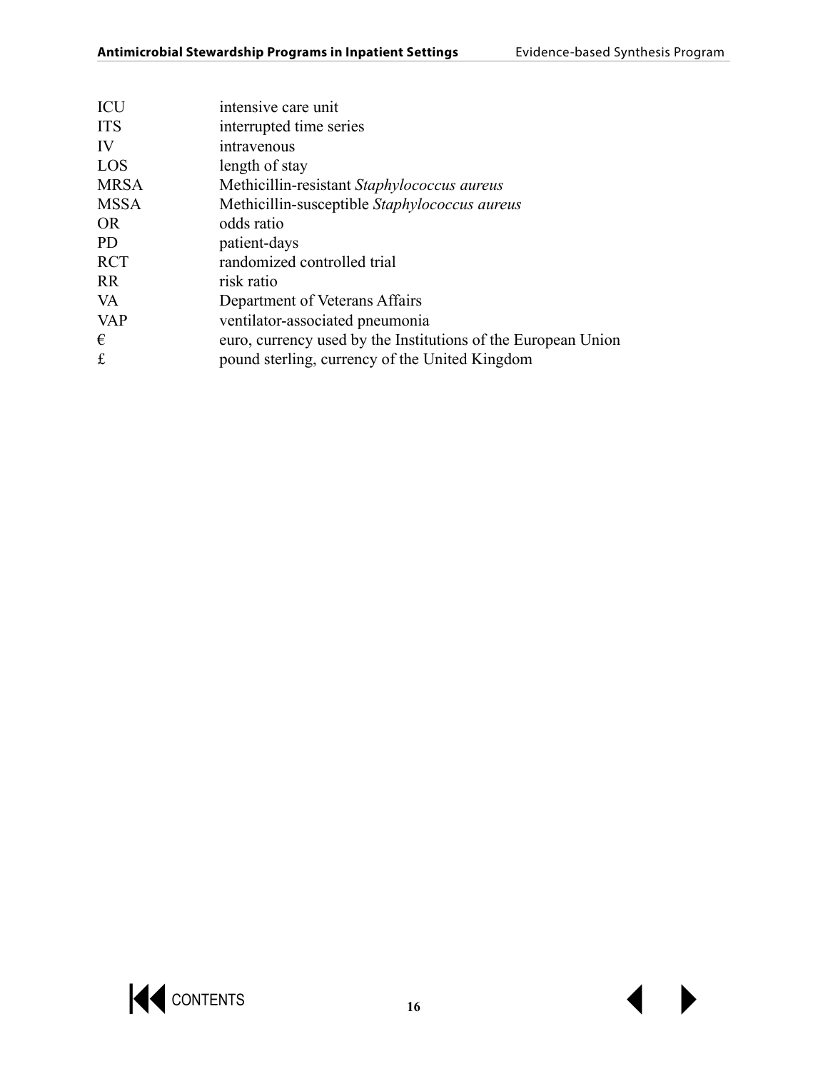| | |
|---|---|
| ICU | intensive care unit |
| ITS | interrupted time series |
| IV | intravenous |
| LOS | length of stay |
| MRSA | Methicillin-resistant *Staphylococcus aureus* |
| MSSA | Methicillin-susceptible *Staphylococcus aureus* |
| OR | odds ratio |
| PD | patient-days |
| RCT | randomized controlled trial |
| RR | risk ratio |
| VA | Department of Veterans Affairs |
| VAP | ventilator-associated pneumonia |
| € | euro, currency used by the Institutions of the European Union |
| £ | pound sterling, currency of the United Kingdom |